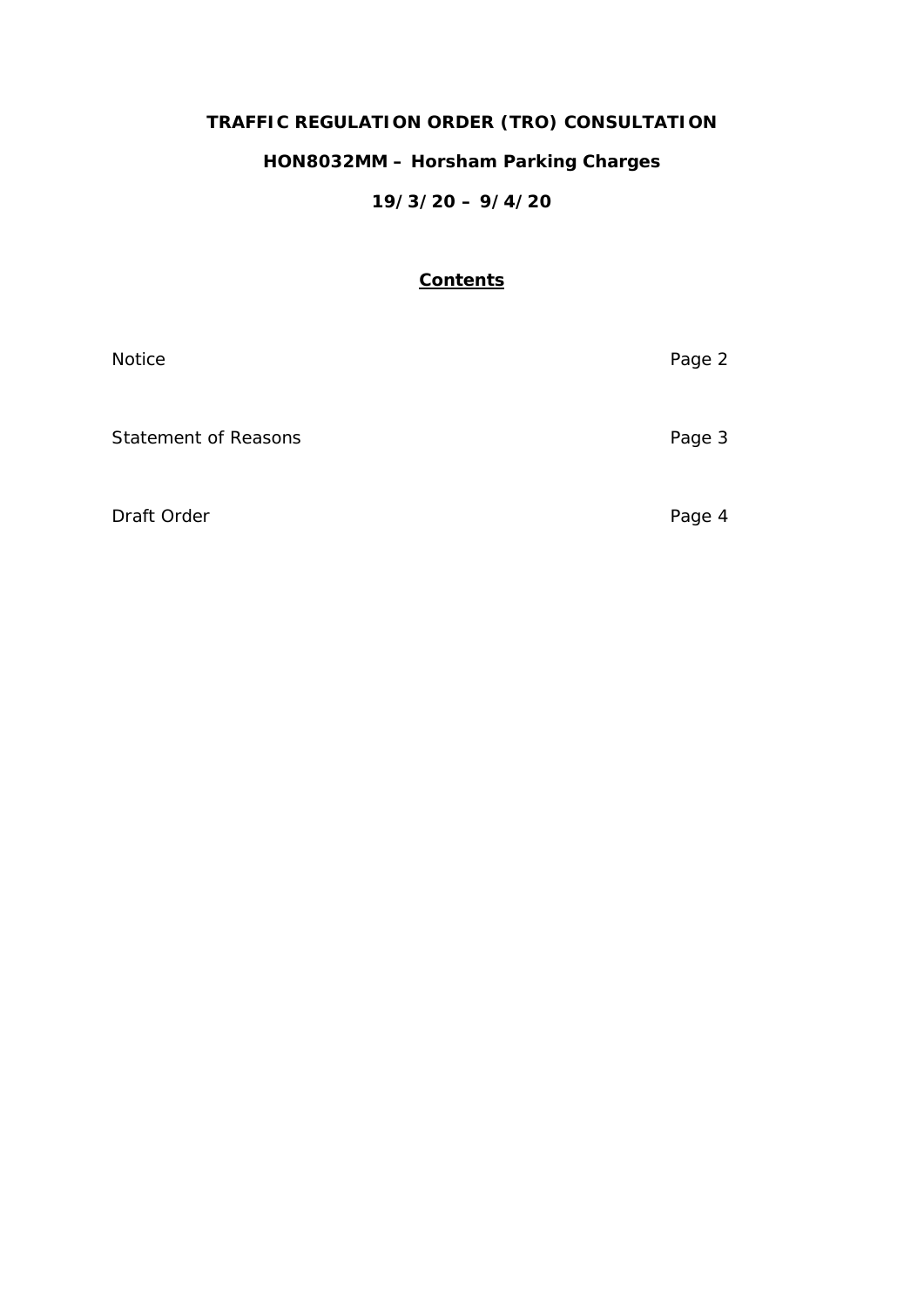# TRAFFIC REGULATION ORDER (TRO) CONSULTATION

## HON8032MM – Horsham Parking Charges

## 19/3/20 – 9/4/20

**Contents**

| | |
|---|---|
| Notice | Page 2 |
| Statement of Reasons | Page 3 |
| Draft Order | Page 4 |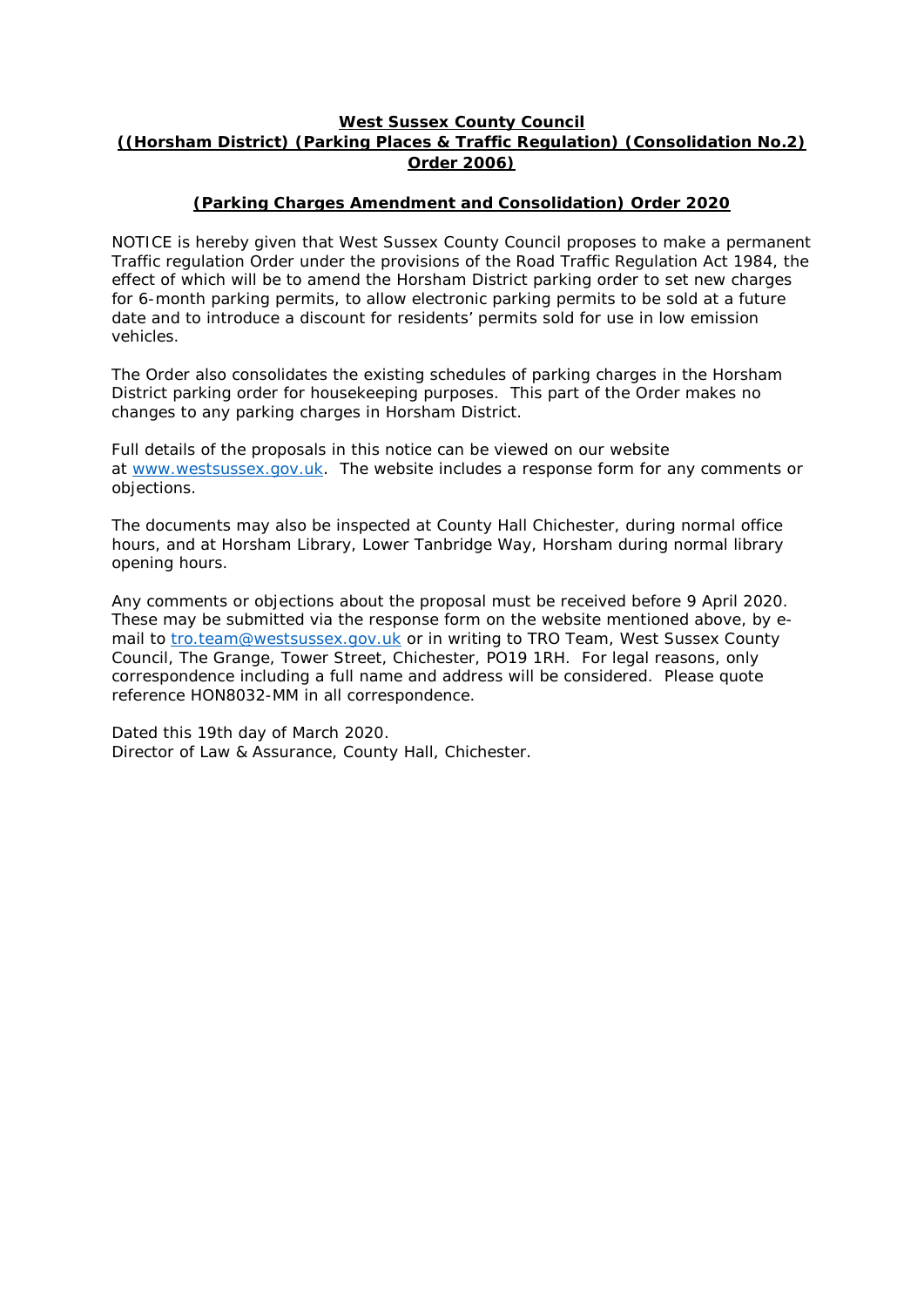**West Sussex County Council**
**((Horsham District) (Parking Places & Traffic Regulation) (Consolidation No.2) Order 2006)**

**(Parking Charges Amendment and Consolidation) Order 2020**

NOTICE is hereby given that West Sussex County Council proposes to make a permanent Traffic regulation Order under the provisions of the Road Traffic Regulation Act 1984, the effect of which will be to amend the Horsham District parking order to set new charges for 6-month parking permits, to allow electronic parking permits to be sold at a future date and to introduce a discount for residents' permits sold for use in low emission vehicles.

The Order also consolidates the existing schedules of parking charges in the Horsham District parking order for housekeeping purposes. This part of the Order makes no changes to any parking charges in Horsham District.

Full details of the proposals in this notice can be viewed on our website at www.westsussex.gov.uk. The website includes a response form for any comments or objections.

The documents may also be inspected at County Hall Chichester, during normal office hours, and at Horsham Library, Lower Tanbridge Way, Horsham during normal library opening hours.

Any comments or objections about the proposal must be received before 9 April 2020. These may be submitted via the response form on the website mentioned above, by e-mail to tro.team@westsussex.gov.uk or in writing to TRO Team, West Sussex County Council, The Grange, Tower Street, Chichester, PO19 1RH. For legal reasons, only correspondence including a full name and address will be considered. Please quote reference HON8032-MM in all correspondence.

Dated this 19th day of March 2020.
Director of Law & Assurance, County Hall, Chichester.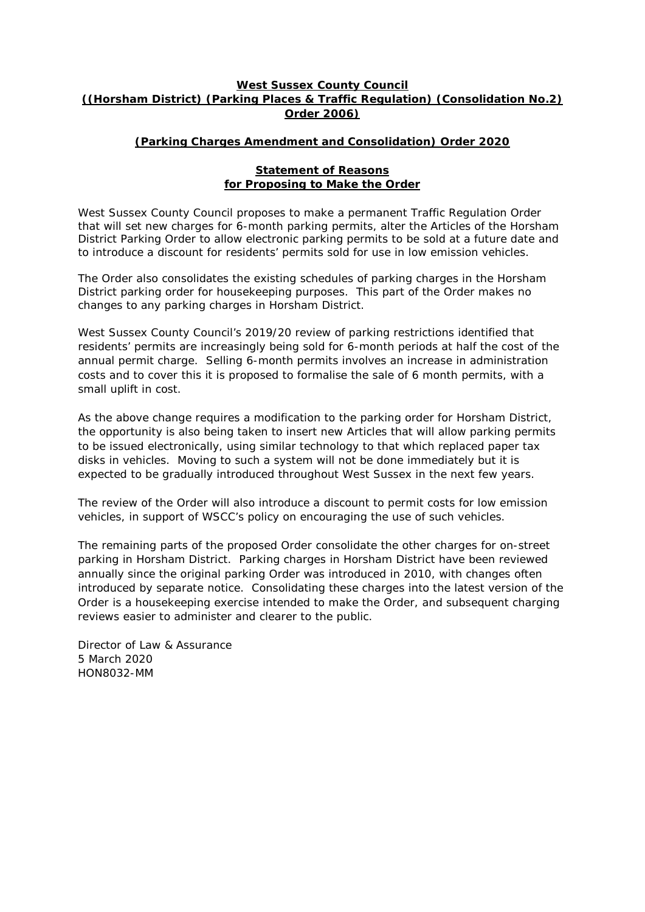**West Sussex County Council**
**((Horsham District) (Parking Places & Traffic Regulation) (Consolidation No.2) Order 2006)**

**(Parking Charges Amendment and Consolidation) Order 2020**

**Statement of Reasons**
**for Proposing to Make the Order**

West Sussex County Council proposes to make a permanent Traffic Regulation Order that will set new charges for 6-month parking permits, alter the Articles of the Horsham District Parking Order to allow electronic parking permits to be sold at a future date and to introduce a discount for residents' permits sold for use in low emission vehicles.

The Order also consolidates the existing schedules of parking charges in the Horsham District parking order for housekeeping purposes. This part of the Order makes no changes to any parking charges in Horsham District.

West Sussex County Council's 2019/20 review of parking restrictions identified that residents' permits are increasingly being sold for 6-month periods at half the cost of the annual permit charge. Selling 6-month permits involves an increase in administration costs and to cover this it is proposed to formalise the sale of 6 month permits, with a small uplift in cost.

As the above change requires a modification to the parking order for Horsham District, the opportunity is also being taken to insert new Articles that will allow parking permits to be issued electronically, using similar technology to that which replaced paper tax disks in vehicles. Moving to such a system will not be done immediately but it is expected to be gradually introduced throughout West Sussex in the next few years.

The review of the Order will also introduce a discount to permit costs for low emission vehicles, in support of WSCC's policy on encouraging the use of such vehicles.

The remaining parts of the proposed Order consolidate the other charges for on-street parking in Horsham District. Parking charges in Horsham District have been reviewed annually since the original parking Order was introduced in 2010, with changes often introduced by separate notice. Consolidating these charges into the latest version of the Order is a housekeeping exercise intended to make the Order, and subsequent charging reviews easier to administer and clearer to the public.

Director of Law & Assurance
5 March 2020
HON8032-MM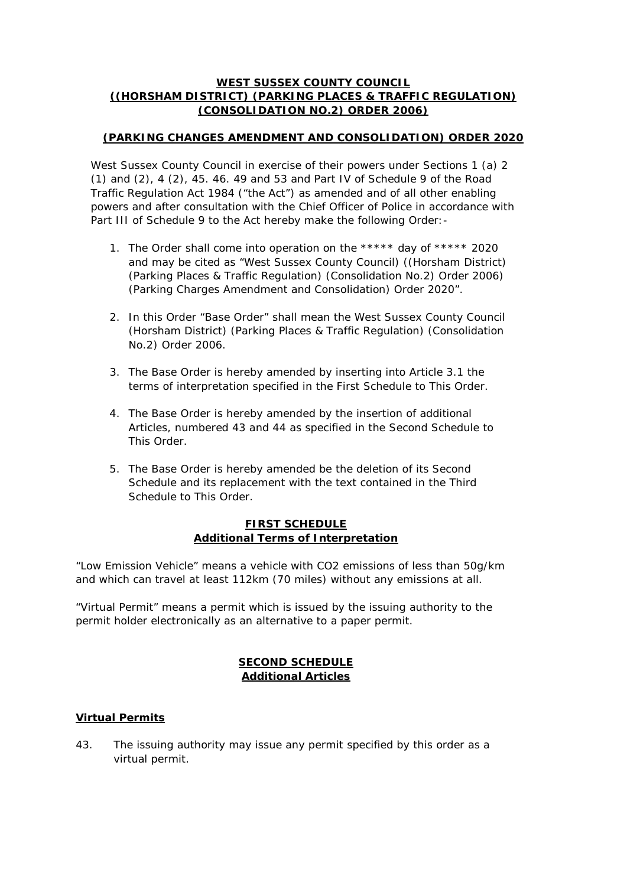**WEST SUSSEX COUNTY COUNCIL**
**((HORSHAM DISTRICT) (PARKING PLACES & TRAFFIC REGULATION) (CONSOLIDATION NO.2) ORDER 2006)**

**(PARKING CHANGES AMENDMENT AND CONSOLIDATION) ORDER 2020**

West Sussex County Council in exercise of their powers under Sections 1 (a) 2 (1) and (2), 4 (2), 45. 46. 49 and 53 and Part IV of Schedule 9 of the Road Traffic Regulation Act 1984 ("the Act") as amended and of all other enabling powers and after consultation with the Chief Officer of Police in accordance with Part III of Schedule 9 to the Act hereby make the following Order:-

1. The Order shall come into operation on the ***** day of ***** 2020 and may be cited as "West Sussex County Council) ((Horsham District) (Parking Places & Traffic Regulation) (Consolidation No.2) Order 2006) (Parking Charges Amendment and Consolidation) Order 2020".

2. In this Order "Base Order" shall mean the West Sussex County Council (Horsham District) (Parking Places & Traffic Regulation) (Consolidation No.2) Order 2006.

3. The Base Order is hereby amended by inserting into Article 3.1 the terms of interpretation specified in the First Schedule to This Order.

4. The Base Order is hereby amended by the insertion of additional Articles, numbered 43 and 44 as specified in the Second Schedule to This Order.

5. The Base Order is hereby amended be the deletion of its Second Schedule and its replacement with the text contained in the Third Schedule to This Order.

**FIRST SCHEDULE**
**Additional Terms of Interpretation**

"Low Emission Vehicle" means a vehicle with $CO_2$ emissions of less than 50g/km and which can travel at least 112km (70 miles) without any emissions at all.

"Virtual Permit" means a permit which is issued by the issuing authority to the permit holder electronically as an alternative to a paper permit.

**SECOND SCHEDULE**
**Additional Articles**

**Virtual Permits**

43. The issuing authority may issue any permit specified by this order as a virtual permit.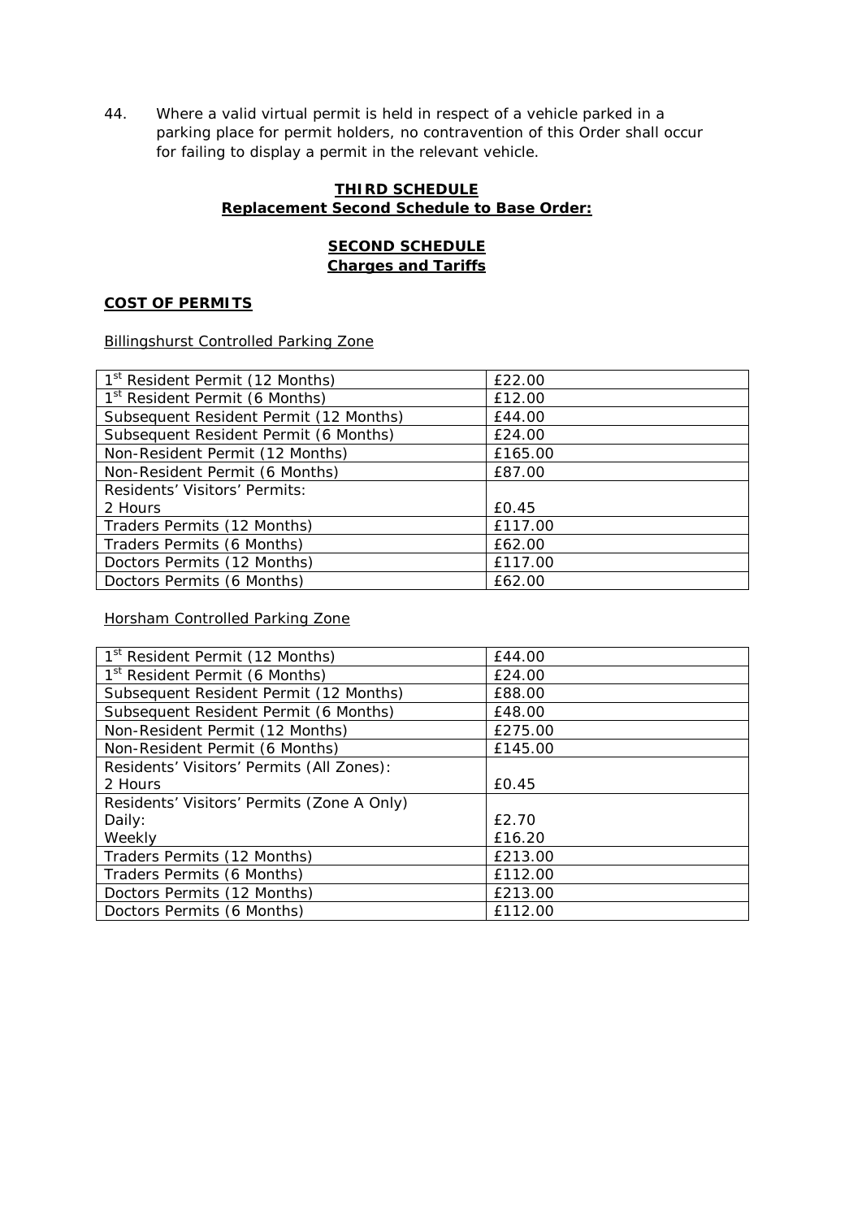44. Where a valid virtual permit is held in respect of a vehicle parked in a parking place for permit holders, no contravention of this Order shall occur for failing to display a permit in the relevant vehicle.

**THIRD SCHEDULE**
**Replacement Second Schedule to Base Order:**

**SECOND SCHEDULE**
**Charges and Tariffs**

**COST OF PERMITS**

Billingshurst Controlled Parking Zone

| | |
|---|---|
| 1st Resident Permit (12 Months) | £22.00 |
| 1st Resident Permit (6 Months) | £12.00 |
| Subsequent Resident Permit (12 Months) | £44.00 |
| Subsequent Resident Permit (6 Months) | £24.00 |
| Non-Resident Permit (12 Months) | £165.00 |
| Non-Resident Permit (6 Months) | £87.00 |
| Residents' Visitors' Permits:<br>2 Hours | <br>£0.45 |
| Traders Permits (12 Months) | £117.00 |
| Traders Permits (6 Months) | £62.00 |
| Doctors Permits (12 Months) | £117.00 |
| Doctors Permits (6 Months) | £62.00 |

Horsham Controlled Parking Zone

| | |
|---|---|
| 1st Resident Permit (12 Months) | £44.00 |
| 1st Resident Permit (6 Months) | £24.00 |
| Subsequent Resident Permit (12 Months) | £88.00 |
| Subsequent Resident Permit (6 Months) | £48.00 |
| Non-Resident Permit (12 Months) | £275.00 |
| Non-Resident Permit (6 Months) | £145.00 |
| Residents' Visitors' Permits (All Zones):<br>2 Hours | <br>£0.45 |
| Residents' Visitors' Permits (Zone A Only)<br>Daily:<br>Weekly | <br>£2.70<br>£16.20 |
| Traders Permits (12 Months) | £213.00 |
| Traders Permits (6 Months) | £112.00 |
| Doctors Permits (12 Months) | £213.00 |
| Doctors Permits (6 Months) | £112.00 |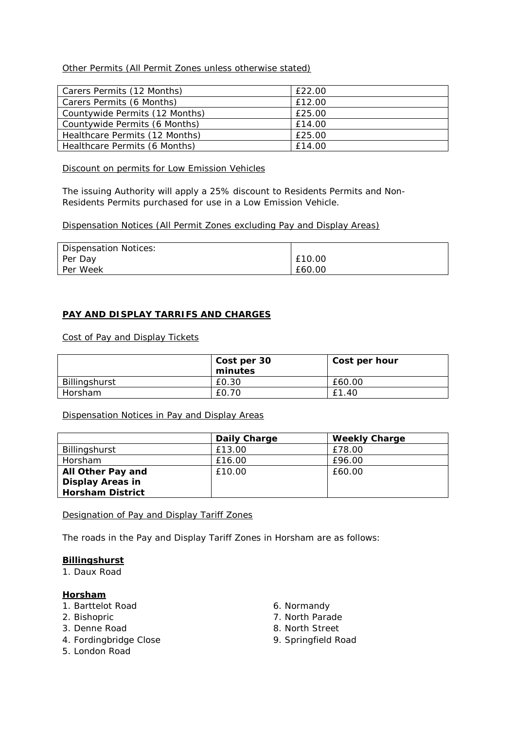Other Permits (All Permit Zones unless otherwise stated)

| | |
|---|---|
| Carers Permits (12 Months) | £22.00 |
| Carers Permits (6 Months) | £12.00 |
| Countywide Permits (12 Months) | £25.00 |
| Countywide Permits (6 Months) | £14.00 |
| Healthcare Permits (12 Months) | £25.00 |
| Healthcare Permits (6 Months) | £14.00 |

Discount on permits for Low Emission Vehicles

The issuing Authority will apply a 25% discount to Residents Permits and Non-Residents Permits purchased for use in a Low Emission Vehicle.

Dispensation Notices (All Permit Zones excluding Pay and Display Areas)

| | |
|---|---|
| Dispensation Notices: | |
| Per Day | £10.00 |
| Per Week | £60.00 |

**PAY AND DISPLAY TARRIFS AND CHARGES**

Cost of Pay and Display Tickets

| | **Cost per 30 minutes** | **Cost per hour** |
|---|---|---|
| Billingshurst | £0.30 | £60.00 |
| Horsham | £0.70 | £1.40 |

Dispensation Notices in Pay and Display Areas

| | **Daily Charge** | **Weekly Charge** |
|---|---|---|
| Billingshurst | £13.00 | £78.00 |
| Horsham | £16.00 | £96.00 |
| **All Other Pay and Display Areas in Horsham District** | £10.00 | £60.00 |

Designation of Pay and Display Tariff Zones

The roads in the Pay and Display Tariff Zones in Horsham are as follows:

**Billingshurst**

1. Daux Road

**Horsham**

1. Barttelot Road
2. Bishopric
3. Denne Road
4. Fordingbridge Close
5. London Road
6. Normandy
7. North Parade
8. North Street
9. Springfield Road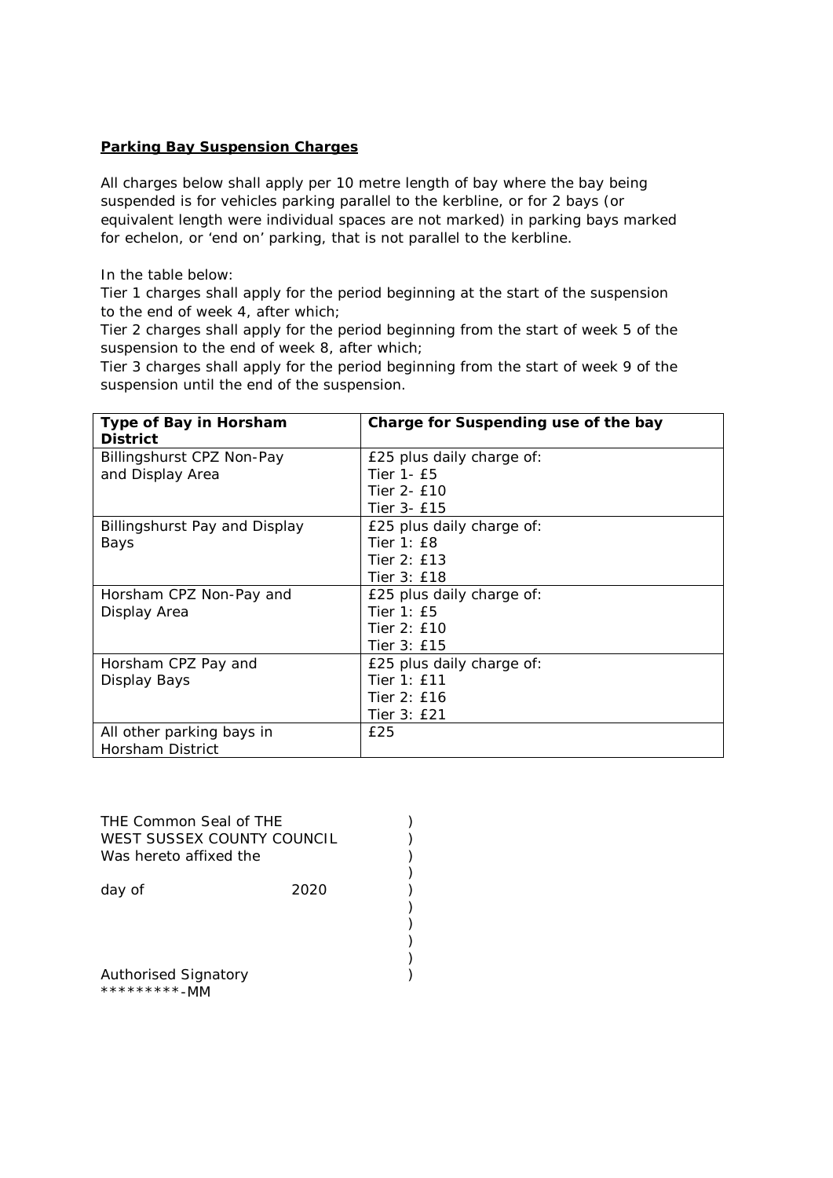**Parking Bay Suspension Charges**

All charges below shall apply per 10 metre length of bay where the bay being suspended is for vehicles parking parallel to the kerbline, or for 2 bays (or equivalent length were individual spaces are not marked) in parking bays marked for echelon, or 'end on' parking, that is not parallel to the kerbline.

In the table below:
Tier 1 charges shall apply for the period beginning at the start of the suspension to the end of week 4, after which;
Tier 2 charges shall apply for the period beginning from the start of week 5 of the suspension to the end of week 8, after which;
Tier 3 charges shall apply for the period beginning from the start of week 9 of the suspension until the end of the suspension.

| Type of Bay in Horsham District | Charge for Suspending use of the bay |
|---|---|
| Billingshurst CPZ Non-Pay and Display Area | £25 plus daily charge of:<br>Tier 1- £5<br>Tier 2- £10<br>Tier 3- £15 |
| Billingshurst Pay and Display Bays | £25 plus daily charge of:<br>Tier 1: £8<br>Tier 2: £13<br>Tier 3: £18 |
| Horsham CPZ Non-Pay and Display Area | £25 plus daily charge of:<br>Tier 1: £5<br>Tier 2: £10<br>Tier 3: £15 |
| Horsham CPZ Pay and Display Bays | £25 plus daily charge of:<br>Tier 1: £11<br>Tier 2: £16<br>Tier 3: £21 |
| All other parking bays in Horsham District | £25 |

THE Common Seal of THE )
WEST SUSSEX COUNTY COUNCIL )
Was hereto affixed the )
)
day of 2020 )
)
)
)
)
Authorised Signatory )
*********-MM